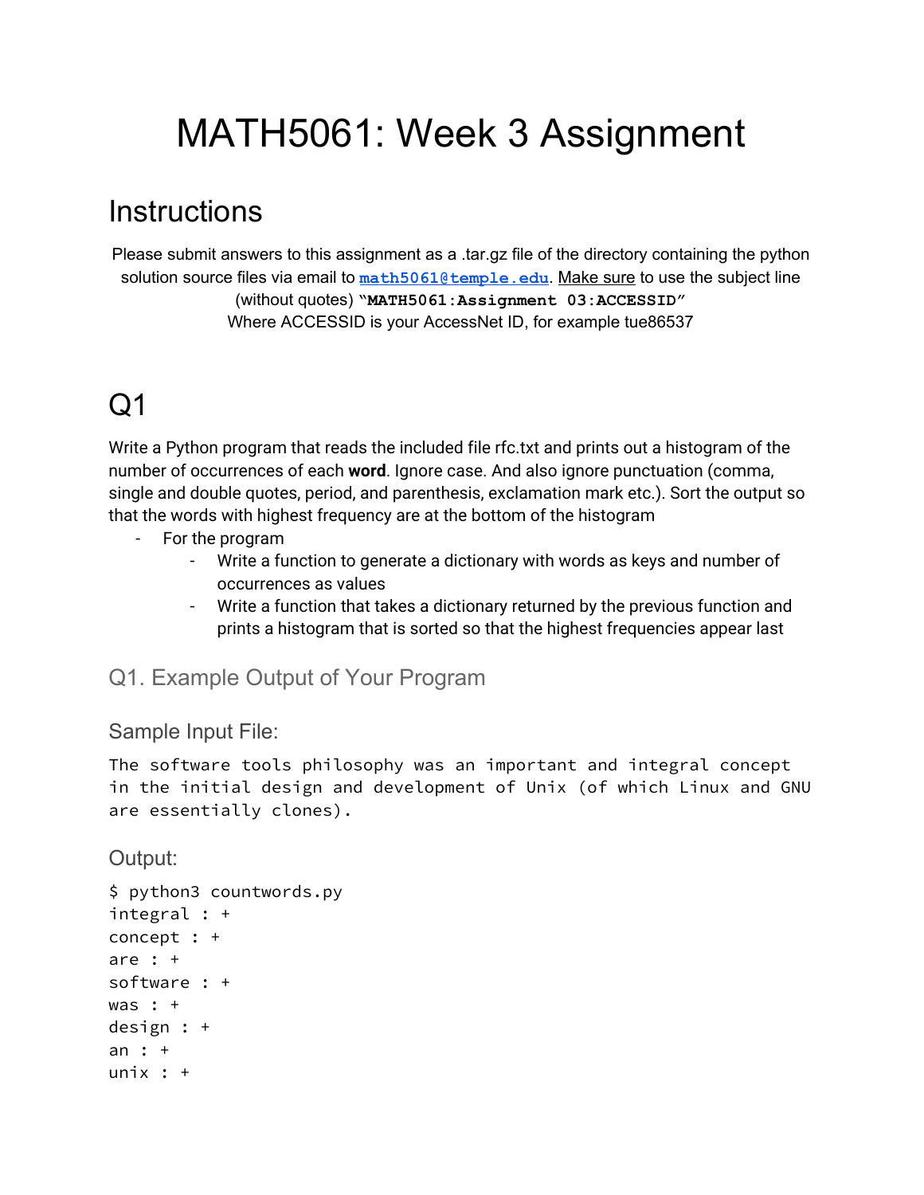// MATH5061: Week 3 Assignment

## Instructions

Please submit answers to this assignment as a .tar.gz file of the directory containing the python solution source files via email to **math5061@temple.edu**. Make sure to use the subject line (without quotes) **"MATH5061:Assignment 03:ACCESSID"**
Where ACCESSID is your AccessNet ID, for example tue86537

# Q1

Write a Python program that reads the included file rfc.txt and prints out a histogram of the number of occurrences of each **word**. Ignore case. And also ignore punctuation (comma, single and double quotes, period, and parenthesis, exclamation mark etc.). Sort the output so that the words with highest frequency are at the bottom of the histogram

- For the program
  - Write a function to generate a dictionary with words as keys and number of occurrences as values
  - Write a function that takes a dictionary returned by the previous function and prints a histogram that is sorted so that the highest frequencies appear last

## Q1. Example Output of Your Program

### Sample Input File:

```
The software tools philosophy was an important and integral concept
in the initial design and development of Unix (of which Linux and GNU
are essentially clones).
```

### Output:

```
$ python3 countwords.py
integral : +
concept : +
are : +
software : +
was : +
design : +
an : +
unix : +
```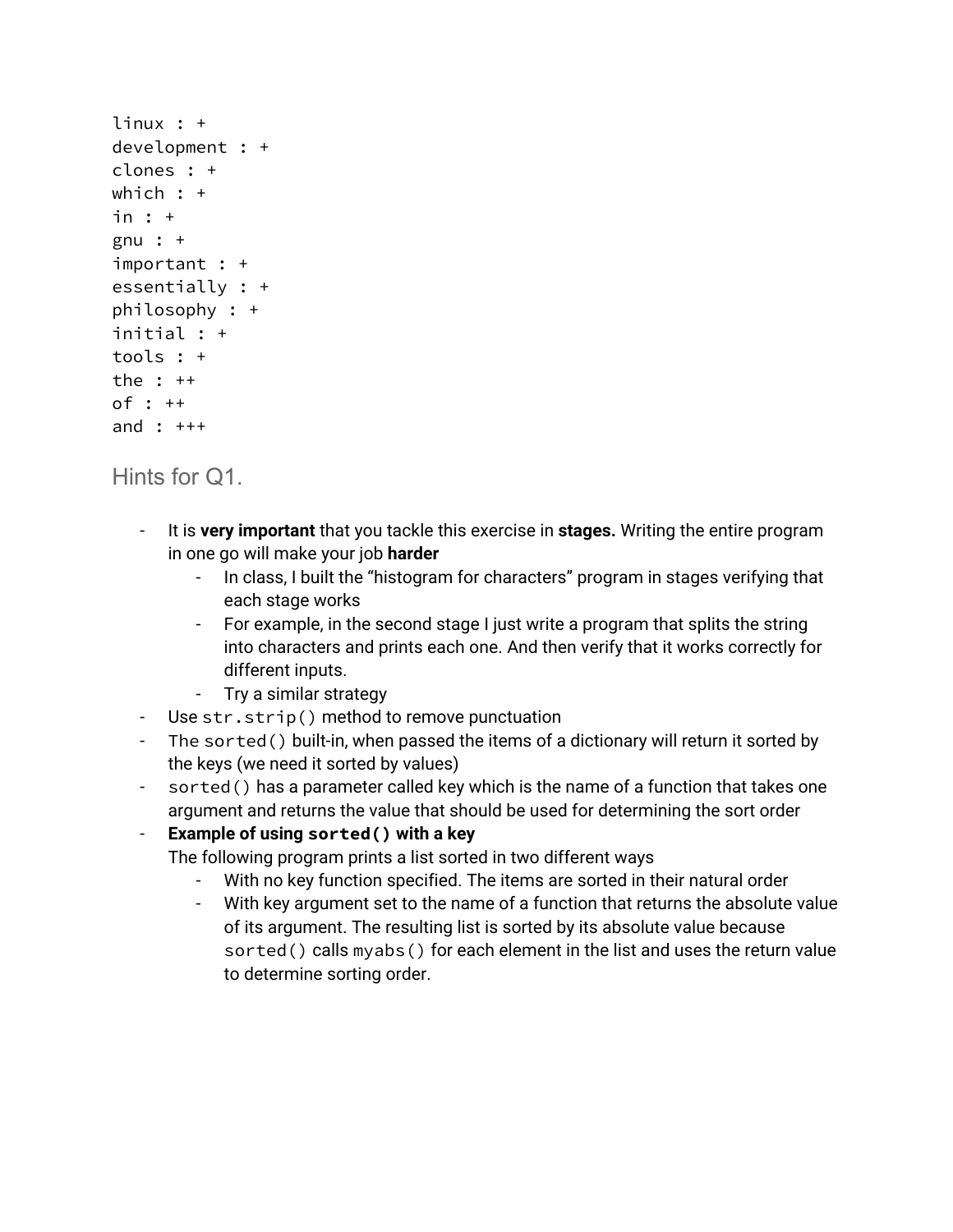```
linux : +
development : +
clones : +
which : +
in : +
gnu : +
important : +
essentially : +
philosophy : +
initial : +
tools : +
the : ++
of : ++
and : +++
```

## Hints for Q1.

- It is **very important** that you tackle this exercise in **stages.** Writing the entire program in one go will make your job **harder**
  - In class, I built the "histogram for characters" program in stages verifying that each stage works
  - For example, in the second stage I just write a program that splits the string into characters and prints each one. And then verify that it works correctly for different inputs.
  - Try a similar strategy
- Use `str.strip()` method to remove punctuation
- The `sorted()` built-in, when passed the items of a dictionary will return it sorted by the keys (we need it sorted by values)
- `sorted()` has a parameter called key which is the name of a function that takes one argument and returns the value that should be used for determining the sort order
- **Example of using `sorted()` with a key**
  The following program prints a list sorted in two different ways
  - With no key function specified. The items are sorted in their natural order
  - With key argument set to the name of a function that returns the absolute value of its argument. The resulting list is sorted by its absolute value because `sorted()` calls `myabs()` for each element in the list and uses the return value to determine sorting order.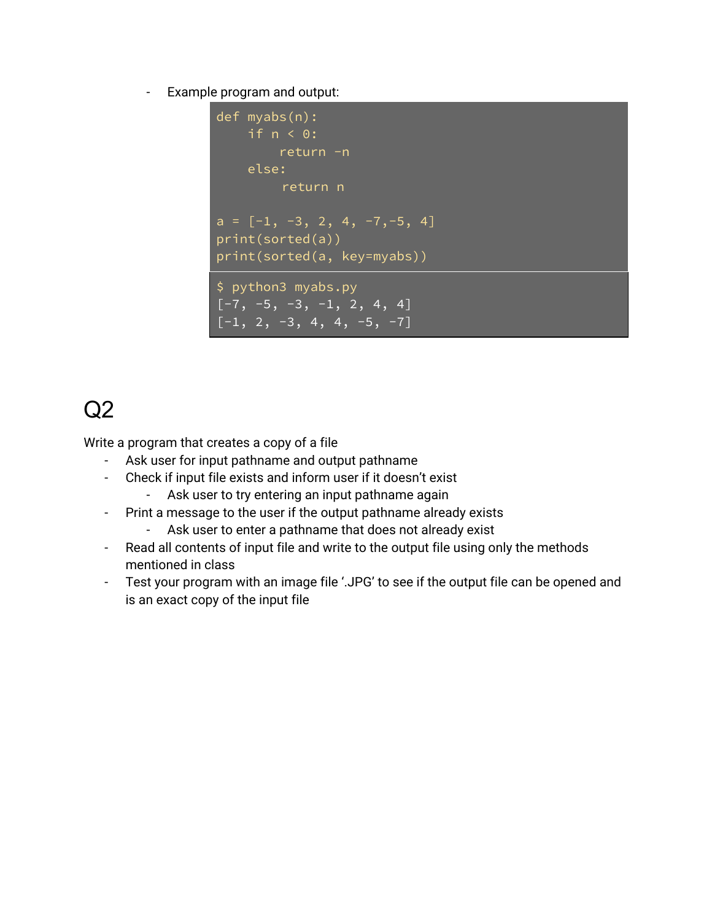- Example program and output:

```
def myabs(n):
    if n < 0:
        return -n
    else:
        return n

a = [-1, -3, 2, 4, -7,-5, 4]
print(sorted(a))
print(sorted(a, key=myabs))
```

```
$ python3 myabs.py
[-7, -5, -3, -1, 2, 4, 4]
[-1, 2, -3, 4, 4, -5, -7]
```

# Q2

Write a program that creates a copy of a file

- Ask user for input pathname and output pathname
- Check if input file exists and inform user if it doesn't exist
    - Ask user to try entering an input pathname again
- Print a message to the user if the output pathname already exists
    - Ask user to enter a pathname that does not already exist
- Read all contents of input file and write to the output file using only the methods mentioned in class
- Test your program with an image file '.JPG' to see if the output file can be opened and is an exact copy of the input file